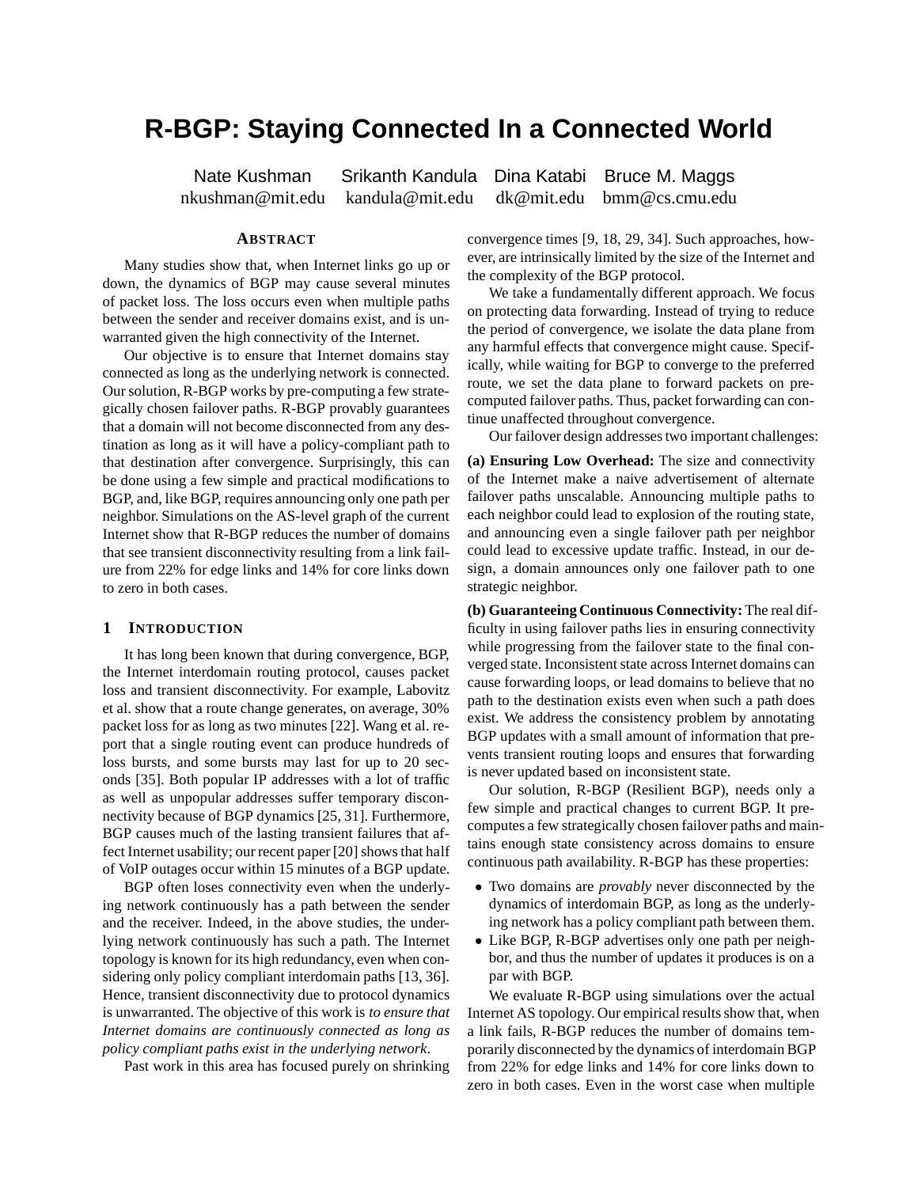# R-BGP: Staying Connected In a Connected World

Nate Kushman Srikanth Kandula Dina Katabi Bruce M. Maggs
nkushman@mit.edu kandula@mit.edu dk@mit.edu bmm@cs.cmu.edu

## Abstract

Many studies show that, when Internet links go up or down, the dynamics of BGP may cause several minutes of packet loss. The loss occurs even when multiple paths between the sender and receiver domains exist, and is unwarranted given the high connectivity of the Internet.

Our objective is to ensure that Internet domains stay connected as long as the underlying network is connected. Our solution, R-BGP works by pre-computing a few strategically chosen failover paths. R-BGP provably guarantees that a domain will not become disconnected from any destination as long as it will have a policy-compliant path to that destination after convergence. Surprisingly, this can be done using a few simple and practical modifications to BGP, and, like BGP, requires announcing only one path per neighbor. Simulations on the AS-level graph of the current Internet show that R-BGP reduces the number of domains that see transient disconnectivity resulting from a link failure from 22% for edge links and 14% for core links down to zero in both cases.

## 1 Introduction

It has long been known that during convergence, BGP, the Internet interdomain routing protocol, causes packet loss and transient disconnectivity. For example, Labovitz et al. show that a route change generates, on average, 30% packet loss for as long as two minutes [22]. Wang et al. report that a single routing event can produce hundreds of loss bursts, and some bursts may last for up to 20 seconds [35]. Both popular IP addresses with a lot of traffic as well as unpopular addresses suffer temporary disconnectivity because of BGP dynamics [25, 31]. Furthermore, BGP causes much of the lasting transient failures that affect Internet usability; our recent paper [20] shows that half of VoIP outages occur within 15 minutes of a BGP update.

BGP often loses connectivity even when the underlying network continuously has a path between the sender and the receiver. Indeed, in the above studies, the underlying network continuously has such a path. The Internet topology is known for its high redundancy, even when considering only policy compliant interdomain paths [13, 36]. Hence, transient disconnectivity due to protocol dynamics is unwarranted. The objective of this work is *to ensure that Internet domains are continuously connected as long as policy compliant paths exist in the underlying network*.

Past work in this area has focused purely on shrinking convergence times [9, 18, 29, 34]. Such approaches, however, are intrinsically limited by the size of the Internet and the complexity of the BGP protocol.

We take a fundamentally different approach. We focus on protecting data forwarding. Instead of trying to reduce the period of convergence, we isolate the data plane from any harmful effects that convergence might cause. Specifically, while waiting for BGP to converge to the preferred route, we set the data plane to forward packets on precomputed failover paths. Thus, packet forwarding can continue unaffected throughout convergence.

Our failover design addresses two important challenges:

**(a) Ensuring Low Overhead:** The size and connectivity of the Internet make a naive advertisement of alternate failover paths unscalable. Announcing multiple paths to each neighbor could lead to explosion of the routing state, and announcing even a single failover path per neighbor could lead to excessive update traffic. Instead, in our design, a domain announces only one failover path to one strategic neighbor.

**(b) Guaranteeing Continuous Connectivity:** The real difficulty in using failover paths lies in ensuring connectivity while progressing from the failover state to the final converged state. Inconsistent state across Internet domains can cause forwarding loops, or lead domains to believe that no path to the destination exists even when such a path does exist. We address the consistency problem by annotating BGP updates with a small amount of information that prevents transient routing loops and ensures that forwarding is never updated based on inconsistent state.

Our solution, R-BGP (Resilient BGP), needs only a few simple and practical changes to current BGP. It precomputes a few strategically chosen failover paths and maintains enough state consistency across domains to ensure continuous path availability. R-BGP has these properties:

- Two domains are *provably* never disconnected by the dynamics of interdomain BGP, as long as the underlying network has a policy compliant path between them.
- Like BGP, R-BGP advertises only one path per neighbor, and thus the number of updates it produces is on a par with BGP.

We evaluate R-BGP using simulations over the actual Internet AS topology. Our empirical results show that, when a link fails, R-BGP reduces the number of domains temporarily disconnected by the dynamics of interdomain BGP from 22% for edge links and 14% for core links down to zero in both cases. Even in the worst case when multiple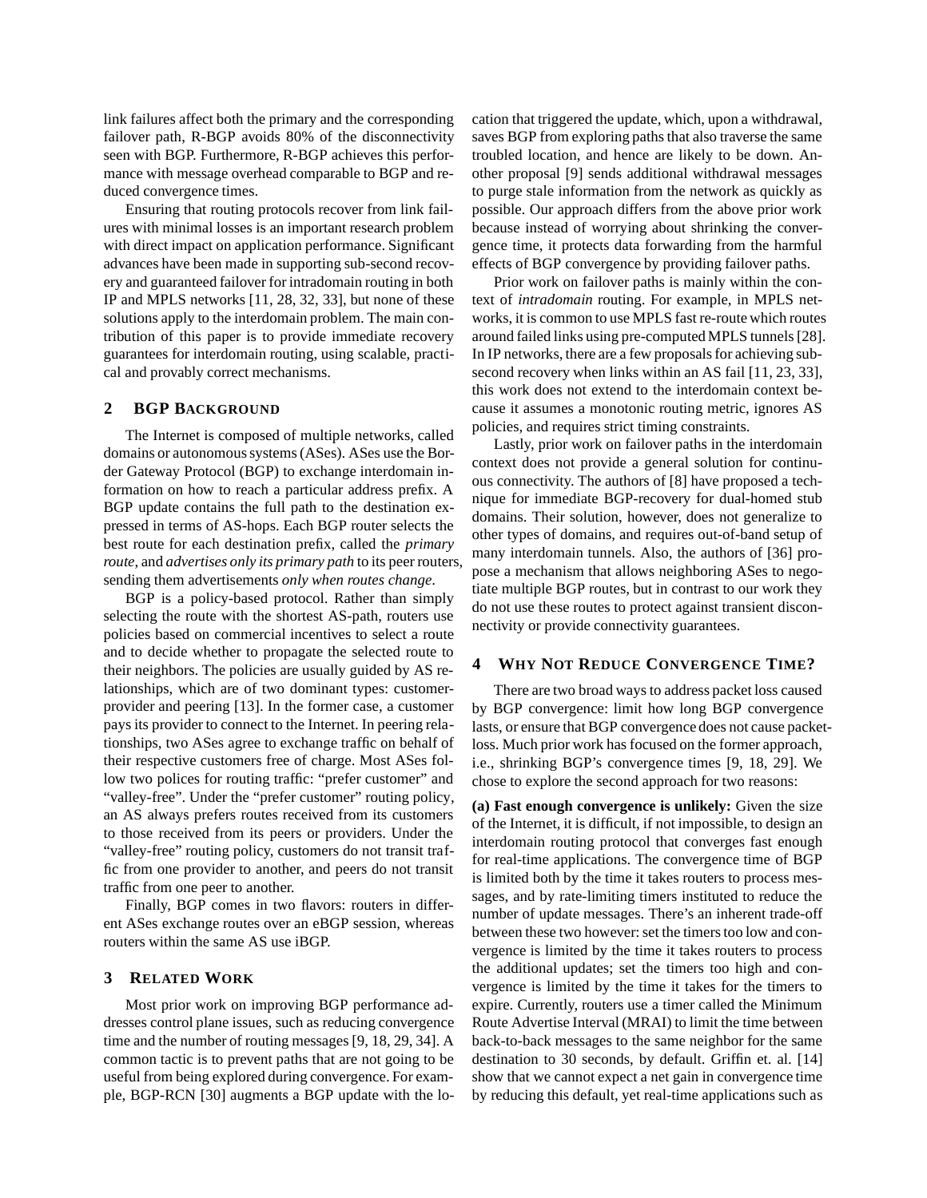link failures affect both the primary and the corresponding failover path, R-BGP avoids 80% of the disconnectivity seen with BGP. Furthermore, R-BGP achieves this performance with message overhead comparable to BGP and reduced convergence times.

Ensuring that routing protocols recover from link failures with minimal losses is an important research problem with direct impact on application performance. Significant advances have been made in supporting sub-second recovery and guaranteed failover for intradomain routing in both IP and MPLS networks [11, 28, 32, 33], but none of these solutions apply to the interdomain problem. The main contribution of this paper is to provide immediate recovery guarantees for interdomain routing, using scalable, practical and provably correct mechanisms.

## 2 BGP Background

The Internet is composed of multiple networks, called domains or autonomous systems (ASes). ASes use the Border Gateway Protocol (BGP) to exchange interdomain information on how to reach a particular address prefix. A BGP update contains the full path to the destination expressed in terms of AS-hops. Each BGP router selects the best route for each destination prefix, called the *primary route*, and *advertises only its primary path* to its peer routers, sending them advertisements *only when routes change*.

BGP is a policy-based protocol. Rather than simply selecting the route with the shortest AS-path, routers use policies based on commercial incentives to select a route and to decide whether to propagate the selected route to their neighbors. The policies are usually guided by AS relationships, which are of two dominant types: customer-provider and peering [13]. In the former case, a customer pays its provider to connect to the Internet. In peering relationships, two ASes agree to exchange traffic on behalf of their respective customers free of charge. Most ASes follow two polices for routing traffic: "prefer customer" and "valley-free". Under the "prefer customer" routing policy, an AS always prefers routes received from its customers to those received from its peers or providers. Under the "valley-free" routing policy, customers do not transit traffic from one provider to another, and peers do not transit traffic from one peer to another.

Finally, BGP comes in two flavors: routers in different ASes exchange routes over an eBGP session, whereas routers within the same AS use iBGP.

## 3 Related Work

Most prior work on improving BGP performance addresses control plane issues, such as reducing convergence time and the number of routing messages [9, 18, 29, 34]. A common tactic is to prevent paths that are not going to be useful from being explored during convergence. For example, BGP-RCN [30] augments a BGP update with the location that triggered the update, which, upon a withdrawal, saves BGP from exploring paths that also traverse the same troubled location, and hence are likely to be down. Another proposal [9] sends additional withdrawal messages to purge stale information from the network as quickly as possible. Our approach differs from the above prior work because instead of worrying about shrinking the convergence time, it protects data forwarding from the harmful effects of BGP convergence by providing failover paths.

Prior work on failover paths is mainly within the context of *intradomain* routing. For example, in MPLS networks, it is common to use MPLS fast re-route which routes around failed links using pre-computed MPLS tunnels [28]. In IP networks, there are a few proposals for achieving sub-second recovery when links within an AS fail [11, 23, 33], this work does not extend to the interdomain context because it assumes a monotonic routing metric, ignores AS policies, and requires strict timing constraints.

Lastly, prior work on failover paths in the interdomain context does not provide a general solution for continuous connectivity. The authors of [8] have proposed a technique for immediate BGP-recovery for dual-homed stub domains. Their solution, however, does not generalize to other types of domains, and requires out-of-band setup of many interdomain tunnels. Also, the authors of [36] propose a mechanism that allows neighboring ASes to negotiate multiple BGP routes, but in contrast to our work they do not use these routes to protect against transient disconnectivity or provide connectivity guarantees.

## 4 Why Not Reduce Convergence Time?

There are two broad ways to address packet loss caused by BGP convergence: limit how long BGP convergence lasts, or ensure that BGP convergence does not cause packet-loss. Much prior work has focused on the former approach, i.e., shrinking BGP's convergence times [9, 18, 29]. We chose to explore the second approach for two reasons:

**(a) Fast enough convergence is unlikely:** Given the size of the Internet, it is difficult, if not impossible, to design an interdomain routing protocol that converges fast enough for real-time applications. The convergence time of BGP is limited both by the time it takes routers to process messages, and by rate-limiting timers instituted to reduce the number of update messages. There's an inherent trade-off between these two however: set the timers too low and convergence is limited by the time it takes routers to process the additional updates; set the timers too high and convergence is limited by the time it takes for the timers to expire. Currently, routers use a timer called the Minimum Route Advertise Interval (MRAI) to limit the time between back-to-back messages to the same neighbor for the same destination to 30 seconds, by default. Griffin et. al. [14] show that we cannot expect a net gain in convergence time by reducing this default, yet real-time applications such as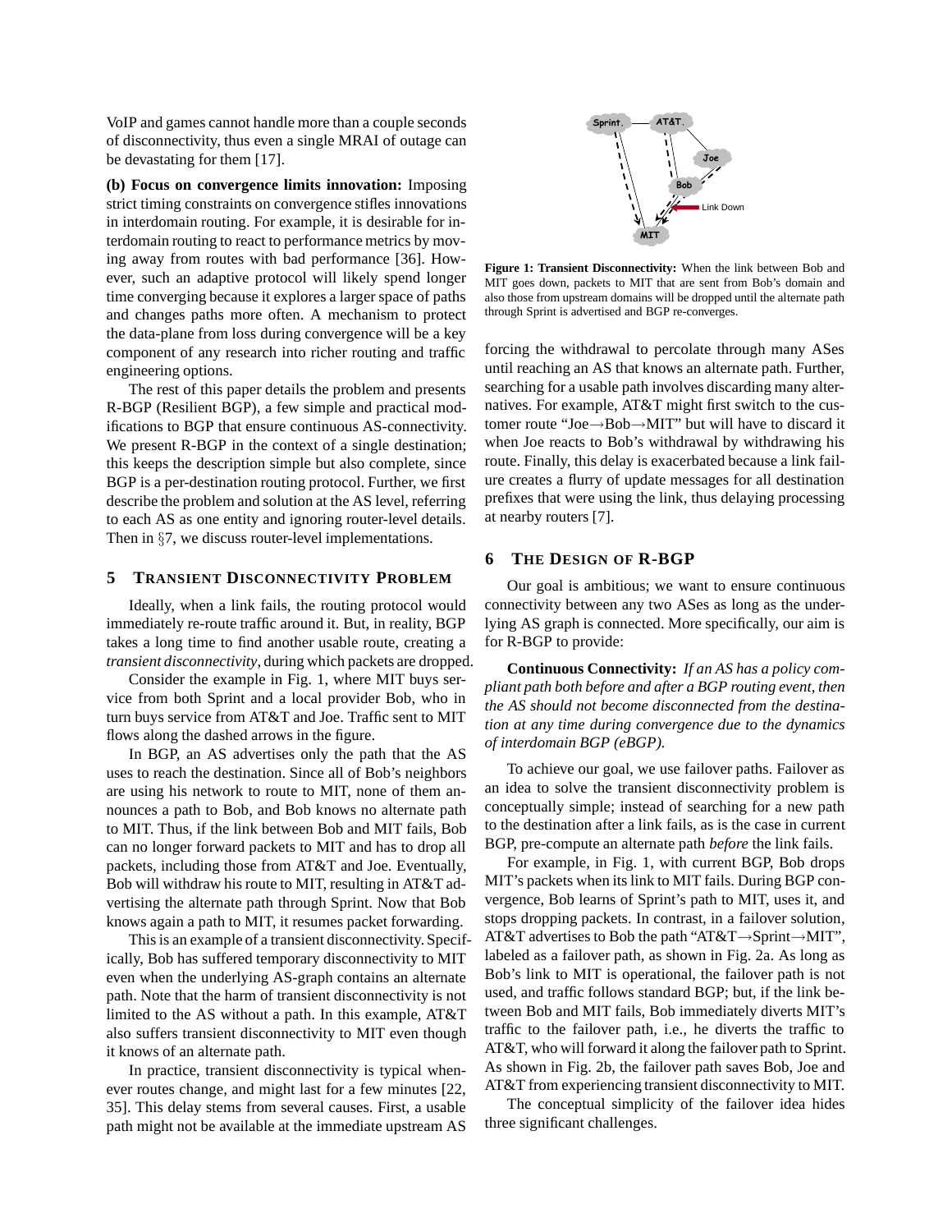VoIP and games cannot handle more than a couple seconds of disconnectivity, thus even a single MRAI of outage can be devastating for them [17].

**(b) Focus on convergence limits innovation:** Imposing strict timing constraints on convergence stifles innovations in interdomain routing. For example, it is desirable for interdomain routing to react to performance metrics by moving away from routes with bad performance [36]. However, such an adaptive protocol will likely spend longer time converging because it explores a larger space of paths and changes paths more often. A mechanism to protect the data-plane from loss during convergence will be a key component of any research into richer routing and traffic engineering options.

The rest of this paper details the problem and presents R-BGP (Resilient BGP), a few simple and practical modifications to BGP that ensure continuous AS-connectivity. We present R-BGP in the context of a single destination; this keeps the description simple but also complete, since BGP is a per-destination routing protocol. Further, we first describe the problem and solution at the AS level, referring to each AS as one entity and ignoring router-level details. Then in §7, we discuss router-level implementations.

## 5 Transient Disconnectivity Problem

Ideally, when a link fails, the routing protocol would immediately re-route traffic around it. But, in reality, BGP takes a long time to find another usable route, creating a *transient disconnectivity*, during which packets are dropped.

Consider the example in Fig. 1, where MIT buys service from both Sprint and a local provider Bob, who in turn buys service from AT&T and Joe. Traffic sent to MIT flows along the dashed arrows in the figure.

In BGP, an AS advertises only the path that the AS uses to reach the destination. Since all of Bob's neighbors are using his network to route to MIT, none of them announces a path to Bob, and Bob knows no alternate path to MIT. Thus, if the link between Bob and MIT fails, Bob can no longer forward packets to MIT and has to drop all packets, including those from AT&T and Joe. Eventually, Bob will withdraw his route to MIT, resulting in AT&T advertising the alternate path through Sprint. Now that Bob knows again a path to MIT, it resumes packet forwarding.

This is an example of a transient disconnectivity. Specifically, Bob has suffered temporary disconnectivity to MIT even when the underlying AS-graph contains an alternate path. Note that the harm of transient disconnectivity is not limited to the AS without a path. In this example, AT&T also suffers transient disconnectivity to MIT even though it knows of an alternate path.

In practice, transient disconnectivity is typical whenever routes change, and might last for a few minutes [22, 35]. This delay stems from several causes. First, a usable path might not be available at the immediate upstream AS forcing the withdrawal to percolate through many ASes until reaching an AS that knows an alternate path. Further, searching for a usable path involves discarding many alternatives. For example, AT&T might first switch to the customer route "Joe→Bob→MIT" but will have to discard it when Joe reacts to Bob's withdrawal by withdrawing his route. Finally, this delay is exacerbated because a link failure creates a flurry of update messages for all destination prefixes that were using the link, thus delaying processing at nearby routers [7].

**Figure 1: Transient Disconnectivity:** When the link between Bob and MIT goes down, packets to MIT that are sent from Bob's domain and also those from upstream domains will be dropped until the alternate path through Sprint is advertised and BGP re-converges.

## 6 The Design of R-BGP

Our goal is ambitious; we want to ensure continuous connectivity between any two ASes as long as the underlying AS graph is connected. More specifically, our aim is for R-BGP to provide:

**Continuous Connectivity:** *If an AS has a policy compliant path both before and after a BGP routing event, then the AS should not become disconnected from the destination at any time during convergence due to the dynamics of interdomain BGP (eBGP).*

To achieve our goal, we use failover paths. Failover as an idea to solve the transient disconnectivity problem is conceptually simple; instead of searching for a new path to the destination after a link fails, as is the case in current BGP, pre-compute an alternate path *before* the link fails.

For example, in Fig. 1, with current BGP, Bob drops MIT's packets when its link to MIT fails. During BGP convergence, Bob learns of Sprint's path to MIT, uses it, and stops dropping packets. In contrast, in a failover solution, AT&T advertises to Bob the path "AT&T→Sprint→MIT", labeled as a failover path, as shown in Fig. 2a. As long as Bob's link to MIT is operational, the failover path is not used, and traffic follows standard BGP; but, if the link between Bob and MIT fails, Bob immediately diverts MIT's traffic to the failover path, i.e., he diverts the traffic to AT&T, who will forward it along the failover path to Sprint. As shown in Fig. 2b, the failover path saves Bob, Joe and AT&T from experiencing transient disconnectivity to MIT.

The conceptual simplicity of the failover idea hides three significant challenges.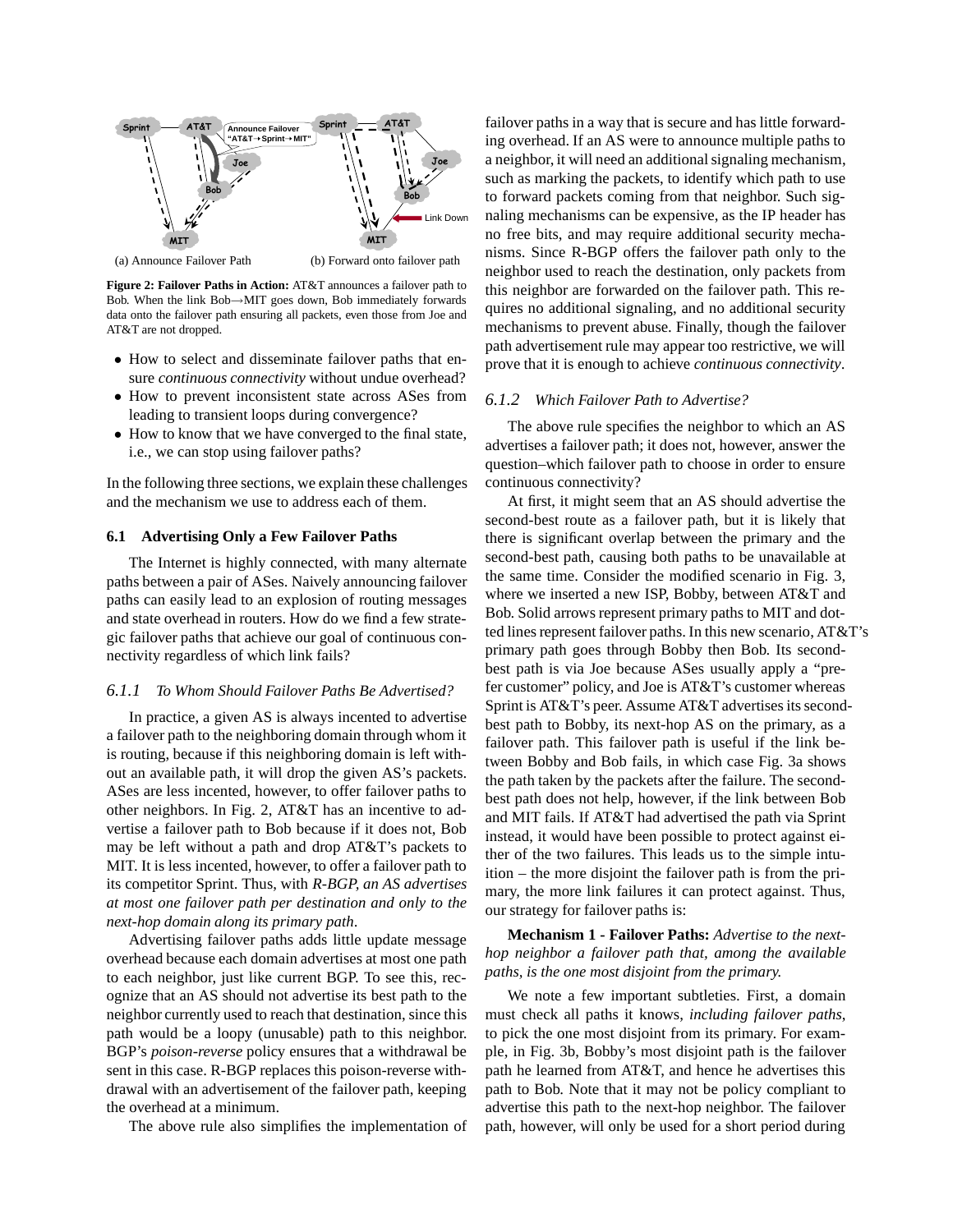(a) Announce Failover Path (b) Forward onto failover path

**Figure 2: Failover Paths in Action:** AT&T announces a failover path to Bob. When the link Bob→MIT goes down, Bob immediately forwards data onto the failover path ensuring all packets, even those from Joe and AT&T are not dropped.

- How to select and disseminate failover paths that ensure *continuous connectivity* without undue overhead?
- How to prevent inconsistent state across ASes from leading to transient loops during convergence?
- How to know that we have converged to the final state, i.e., we can stop using failover paths?

In the following three sections, we explain these challenges and the mechanism we use to address each of them.

### 6.1 Advertising Only a Few Failover Paths

The Internet is highly connected, with many alternate paths between a pair of ASes. Naively announcing failover paths can easily lead to an explosion of routing messages and state overhead in routers. How do we find a few strategic failover paths that achieve our goal of continuous connectivity regardless of which link fails?

#### 6.1.1 To Whom Should Failover Paths Be Advertised?

In practice, a given AS is always incented to advertise a failover path to the neighboring domain through whom it is routing, because if this neighboring domain is left without an available path, it will drop the given AS's packets. ASes are less incented, however, to offer failover paths to other neighbors. In Fig. 2, AT&T has an incentive to advertise a failover path to Bob because if it does not, Bob may be left without a path and drop AT&T's packets to MIT. It is less incented, however, to offer a failover path to its competitor Sprint. Thus, with *R-BGP, an AS advertises at most one failover path per destination and only to the next-hop domain along its primary path*.

Advertising failover paths adds little update message overhead because each domain advertises at most one path to each neighbor, just like current BGP. To see this, recognize that an AS should not advertise its best path to the neighbor currently used to reach that destination, since this path would be a loopy (unusable) path to this neighbor. BGP's *poison-reverse* policy ensures that a withdrawal be sent in this case. R-BGP replaces this poison-reverse withdrawal with an advertisement of the failover path, keeping the overhead at a minimum.

The above rule also simplifies the implementation of failover paths in a way that is secure and has little forwarding overhead. If an AS were to announce multiple paths to a neighbor, it will need an additional signaling mechanism, such as marking the packets, to identify which path to use to forward packets coming from that neighbor. Such signaling mechanisms can be expensive, as the IP header has no free bits, and may require additional security mechanisms. Since R-BGP offers the failover path only to the neighbor used to reach the destination, only packets from this neighbor are forwarded on the failover path. This requires no additional signaling, and no additional security mechanisms to prevent abuse. Finally, though the failover path advertisement rule may appear too restrictive, we will prove that it is enough to achieve *continuous connectivity*.

#### 6.1.2 Which Failover Path to Advertise?

The above rule specifies the neighbor to which an AS advertises a failover path; it does not, however, answer the question–which failover path to choose in order to ensure continuous connectivity?

At first, it might seem that an AS should advertise the second-best route as a failover path, but it is likely that there is significant overlap between the primary and the second-best path, causing both paths to be unavailable at the same time. Consider the modified scenario in Fig. 3, where we inserted a new ISP, Bobby, between AT&T and Bob. Solid arrows represent primary paths to MIT and dotted lines represent failover paths. In this new scenario, AT&T's primary path goes through Bobby then Bob. Its second-best path is via Joe because ASes usually apply a "prefer customer" policy, and Joe is AT&T's customer whereas Sprint is AT&T's peer. Assume AT&T advertises its second-best path to Bobby, its next-hop AS on the primary, as a failover path. This failover path is useful if the link between Bobby and Bob fails, in which case Fig. 3a shows the path taken by the packets after the failure. The second-best path does not help, however, if the link between Bob and MIT fails. If AT&T had advertised the path via Sprint instead, it would have been possible to protect against either of the two failures. This leads us to the simple intuition – the more disjoint the failover path is from the primary, the more link failures it can protect against. Thus, our strategy for failover paths is:

**Mechanism 1 - Failover Paths:** *Advertise to the next-hop neighbor a failover path that, among the available paths, is the one most disjoint from the primary.*

We note a few important subtleties. First, a domain must check all paths it knows, *including failover paths*, to pick the one most disjoint from its primary. For example, in Fig. 3b, Bobby's most disjoint path is the failover path he learned from AT&T, and hence he advertises this path to Bob. Note that it may not be policy compliant to advertise this path to the next-hop neighbor. The failover path, however, will only be used for a short period during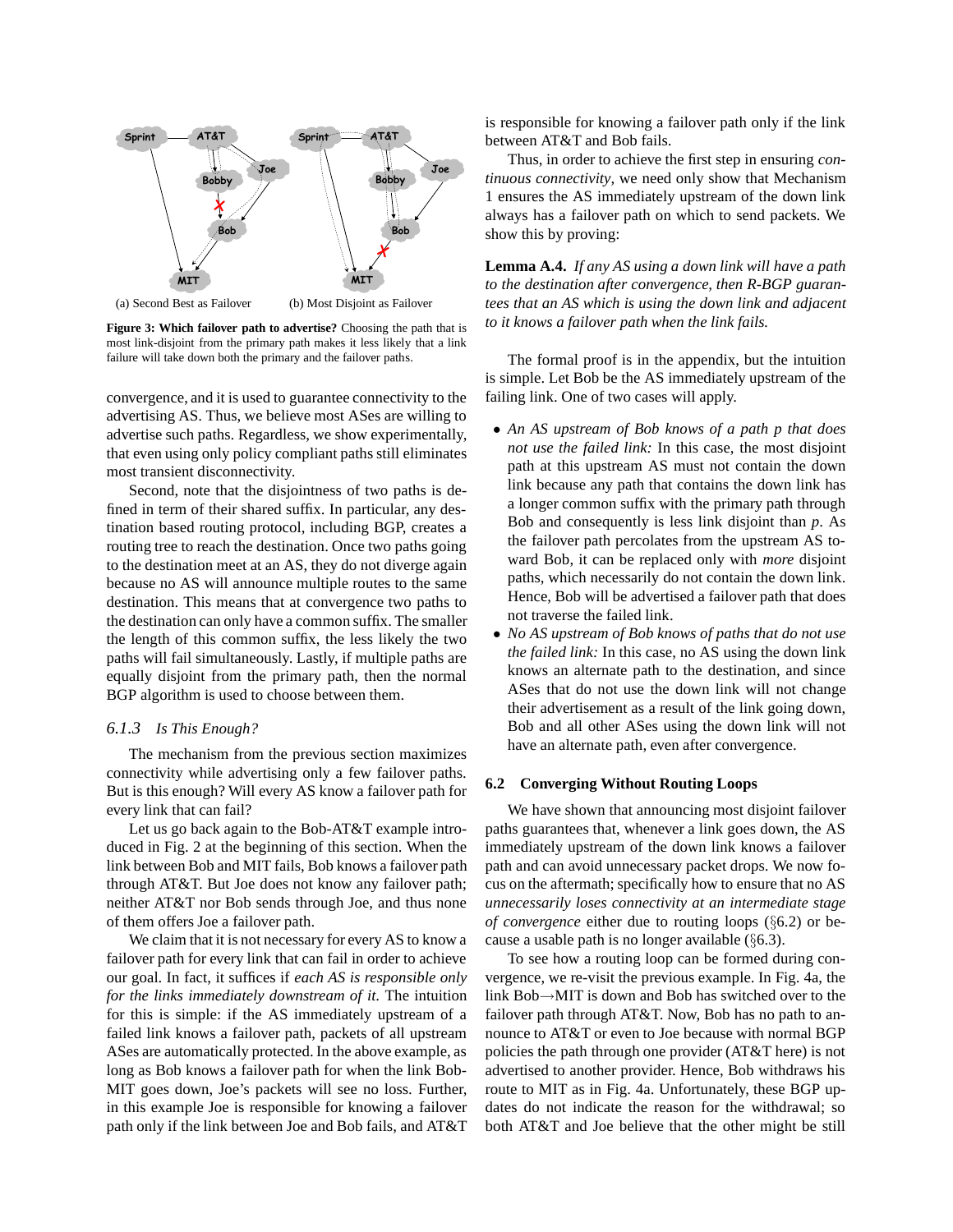(a) Second Best as Failover (b) Most Disjoint as Failover

**Figure 3: Which failover path to advertise?** Choosing the path that is most link-disjoint from the primary path makes it less likely that a link failure will take down both the primary and the failover paths.

convergence, and it is used to guarantee connectivity to the advertising AS. Thus, we believe most ASes are willing to advertise such paths. Regardless, we show experimentally, that even using only policy compliant paths still eliminates most transient disconnectivity.

Second, note that the disjointness of two paths is defined in term of their shared suffix. In particular, any destination based routing protocol, including BGP, creates a routing tree to reach the destination. Once two paths going to the destination meet at an AS, they do not diverge again because no AS will announce multiple routes to the same destination. This means that at convergence two paths to the destination can only have a common suffix. The smaller the length of this common suffix, the less likely the two paths will fail simultaneously. Lastly, if multiple paths are equally disjoint from the primary path, then the normal BGP algorithm is used to choose between them.

### 6.1.3 Is This Enough?

The mechanism from the previous section maximizes connectivity while advertising only a few failover paths. But is this enough? Will every AS know a failover path for every link that can fail?

Let us go back again to the Bob-AT&T example introduced in Fig. 2 at the beginning of this section. When the link between Bob and MIT fails, Bob knows a failover path through AT&T. But Joe does not know any failover path; neither AT&T nor Bob sends through Joe, and thus none of them offers Joe a failover path.

We claim that it is not necessary for every AS to know a failover path for every link that can fail in order to achieve our goal. In fact, it suffices if *each AS is responsible only for the links immediately downstream of it.* The intuition for this is simple: if the AS immediately upstream of a failed link knows a failover path, packets of all upstream ASes are automatically protected. In the above example, as long as Bob knows a failover path for when the link Bob-MIT goes down, Joe's packets will see no loss. Further, in this example Joe is responsible for knowing a failover path only if the link between Joe and Bob fails, and AT&T is responsible for knowing a failover path only if the link between AT&T and Bob fails.

Thus, in order to achieve the first step in ensuring *continuous connectivity*, we need only show that Mechanism 1 ensures the AS immediately upstream of the down link always has a failover path on which to send packets. We show this by proving:

**Lemma A.4.** *If any AS using a down link will have a path to the destination after convergence, then R-BGP guarantees that an AS which is using the down link and adjacent to it knows a failover path when the link fails.*

The formal proof is in the appendix, but the intuition is simple. Let Bob be the AS immediately upstream of the failing link. One of two cases will apply.

- *An AS upstream of Bob knows of a path p that does not use the failed link:* In this case, the most disjoint path at this upstream AS must not contain the down link because any path that contains the down link has a longer common suffix with the primary path through Bob and consequently is less link disjoint than *p*. As the failover path percolates from the upstream AS toward Bob, it can be replaced only with *more* disjoint paths, which necessarily do not contain the down link. Hence, Bob will be advertised a failover path that does not traverse the failed link.
- *No AS upstream of Bob knows of paths that do not use the failed link:* In this case, no AS using the down link knows an alternate path to the destination, and since ASes that do not use the down link will not change their advertisement as a result of the link going down, Bob and all other ASes using the down link will not have an alternate path, even after convergence.

## 6.2 Converging Without Routing Loops

We have shown that announcing most disjoint failover paths guarantees that, whenever a link goes down, the AS immediately upstream of the down link knows a failover path and can avoid unnecessary packet drops. We now focus on the aftermath; specifically how to ensure that no AS *unnecessarily loses connectivity at an intermediate stage of convergence* either due to routing loops (§6.2) or because a usable path is no longer available (§6.3).

To see how a routing loop can be formed during convergence, we re-visit the previous example. In Fig. 4a, the link Bob→MIT is down and Bob has switched over to the failover path through AT&T. Now, Bob has no path to announce to AT&T or even to Joe because with normal BGP policies the path through one provider (AT&T here) is not advertised to another provider. Hence, Bob withdraws his route to MIT as in Fig. 4a. Unfortunately, these BGP updates do not indicate the reason for the withdrawal; so both AT&T and Joe believe that the other might be still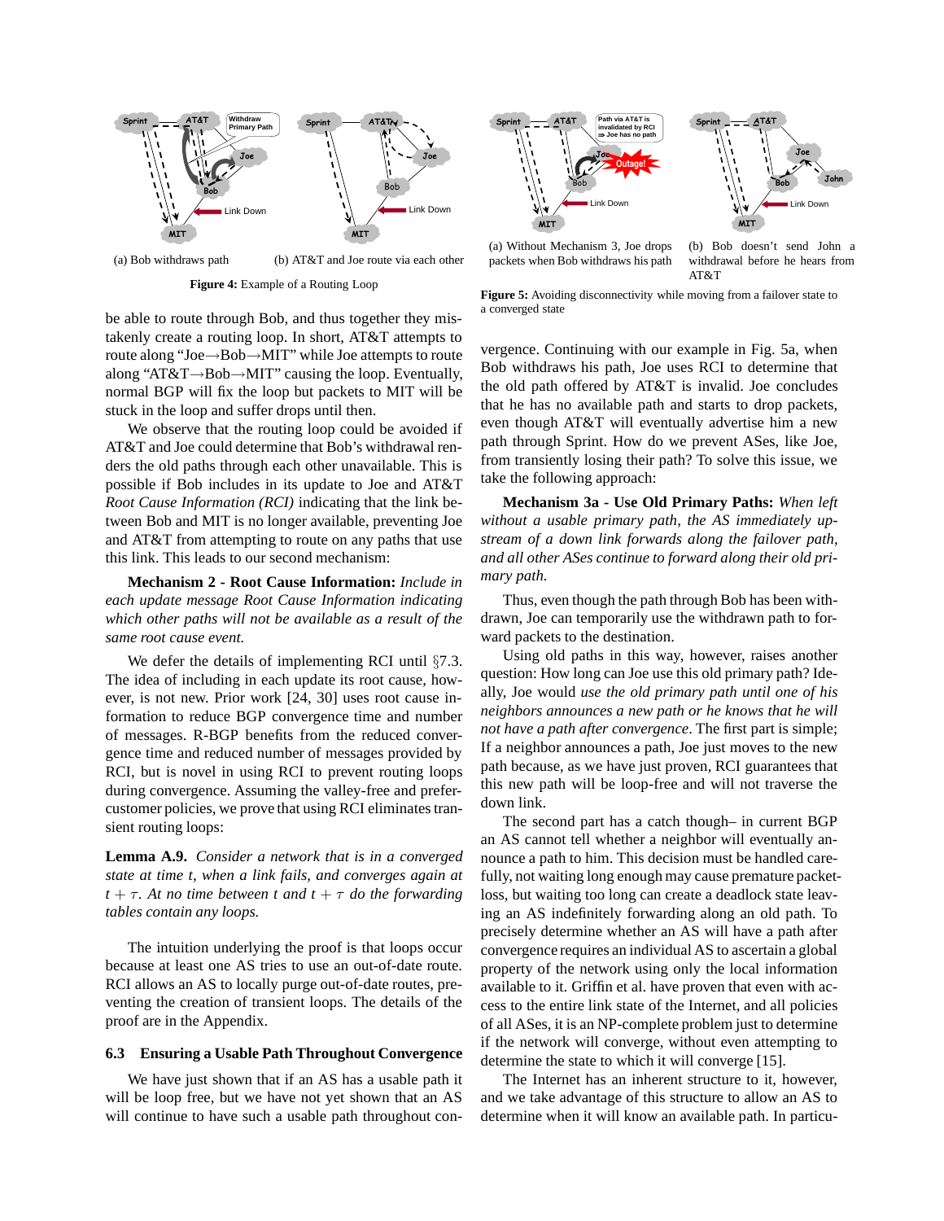(a) Bob withdraws path

(b) AT&T and Joe route via each other

**Figure 4:** Example of a Routing Loop

(a) Without Mechanism 3, Joe drops packets when Bob withdraws his path

(b) Bob doesn't send John a withdrawal before he hears from AT&T

**Figure 5:** Avoiding disconnectivity while moving from a failover state to a converged state

be able to route through Bob, and thus together they mistakenly create a routing loop. In short, AT&T attempts to route along "Joe→Bob→MIT" while Joe attempts to route along "AT&T→Bob→MIT" causing the loop. Eventually, normal BGP will fix the loop but packets to MIT will be stuck in the loop and suffer drops until then.

We observe that the routing loop could be avoided if AT&T and Joe could determine that Bob's withdrawal renders the old paths through each other unavailable. This is possible if Bob includes in its update to Joe and AT&T *Root Cause Information (RCI)* indicating that the link between Bob and MIT is no longer available, preventing Joe and AT&T from attempting to route on any paths that use this link. This leads to our second mechanism:

**Mechanism 2 - Root Cause Information:** *Include in each update message Root Cause Information indicating which other paths will not be available as a result of the same root cause event.*

We defer the details of implementing RCI until §7.3. The idea of including in each update its root cause, however, is not new. Prior work [24, 30] uses root cause information to reduce BGP convergence time and number of messages. R-BGP benefits from the reduced convergence time and reduced number of messages provided by RCI, but is novel in using RCI to prevent routing loops during convergence. Assuming the valley-free and prefer-customer policies, we prove that using RCI eliminates transient routing loops:

**Lemma A.9.** *Consider a network that is in a converged state at time $t$, when a link fails, and converges again at $t + \tau$. At no time between $t$ and $t + \tau$ do the forwarding tables contain any loops.*

The intuition underlying the proof is that loops occur because at least one AS tries to use an out-of-date route. RCI allows an AS to locally purge out-of-date routes, preventing the creation of transient loops. The details of the proof are in the Appendix.

### 6.3 Ensuring a Usable Path Throughout Convergence

We have just shown that if an AS has a usable path it will be loop free, but we have not yet shown that an AS will continue to have such a usable path throughout convergence. Continuing with our example in Fig. 5a, when Bob withdraws his path, Joe uses RCI to determine that the old path offered by AT&T is invalid. Joe concludes that he has no available path and starts to drop packets, even though AT&T will eventually advertise him a new path through Sprint. How do we prevent ASes, like Joe, from transiently losing their path? To solve this issue, we take the following approach:

**Mechanism 3a - Use Old Primary Paths:** *When left without a usable primary path, the AS immediately upstream of a down link forwards along the failover path, and all other ASes continue to forward along their old primary path.*

Thus, even though the path through Bob has been withdrawn, Joe can temporarily use the withdrawn path to forward packets to the destination.

Using old paths in this way, however, raises another question: How long can Joe use this old primary path? Ideally, Joe would *use the old primary path until one of his neighbors announces a new path or he knows that he will not have a path after convergence*. The first part is simple; If a neighbor announces a path, Joe just moves to the new path because, as we have just proven, RCI guarantees that this new path will be loop-free and will not traverse the down link.

The second part has a catch though– in current BGP an AS cannot tell whether a neighbor will eventually announce a path to him. This decision must be handled carefully, not waiting long enough may cause premature packet-loss, but waiting too long can create a deadlock case leaving an AS indefinitely forwarding along an old path. To precisely determine whether an AS will have a path after convergence requires an individual AS to ascertain a global property of the network using only the local information available to it. Griffin et al. have proven that even with access to the entire link state of the Internet, and all policies of all ASes, it is an NP-complete problem just to determine if the network will converge, without even attempting to determine the state to which it will converge [15].

The Internet has an inherent structure to it, however, and we take advantage of this structure to allow an AS to determine when it will know an available path. In particu-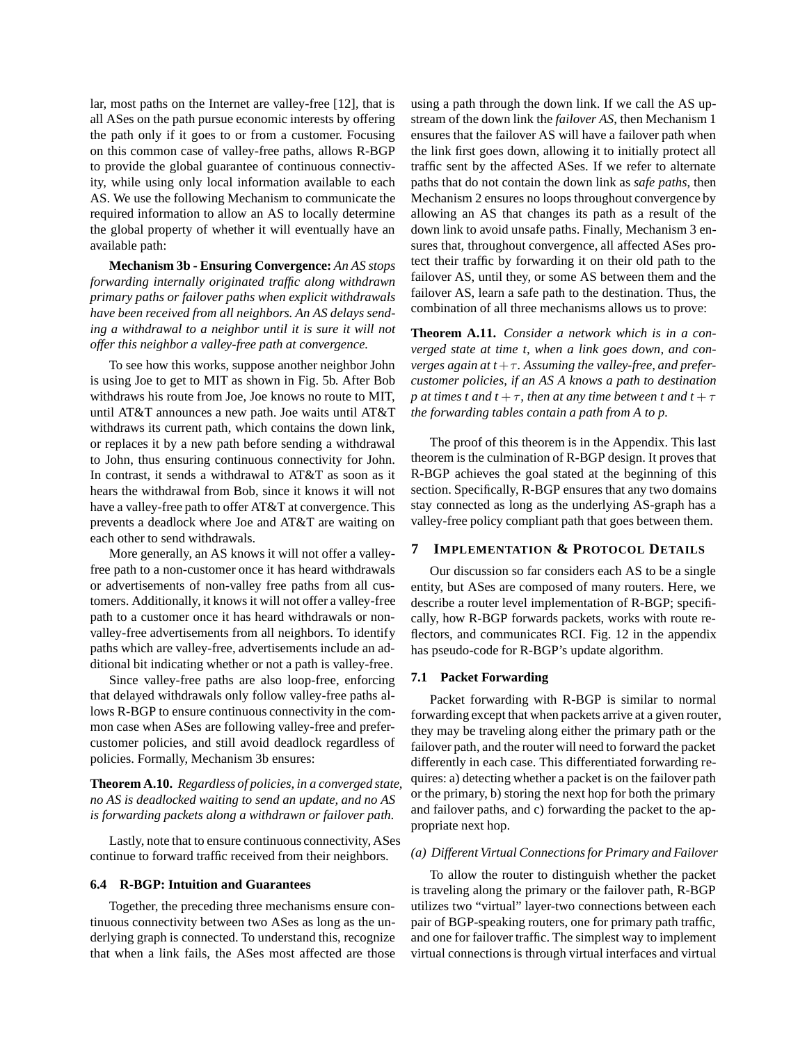lar, most paths on the Internet are valley-free [12], that is all ASes on the path pursue economic interests by offering the path only if it goes to or from a customer. Focusing on this common case of valley-free paths, allows R-BGP to provide the global guarantee of continuous connectivity, while using only local information available to each AS. We use the following Mechanism to communicate the required information to allow an AS to locally determine the global property of whether it will eventually have an available path:

**Mechanism 3b - Ensuring Convergence:** *An AS stops forwarding internally originated traffic along withdrawn primary paths or failover paths when explicit withdrawals have been received from all neighbors. An AS delays sending a withdrawal to a neighbor until it is sure it will not offer this neighbor a valley-free path at convergence.*

To see how this works, suppose another neighbor John is using Joe to get to MIT as shown in Fig. 5b. After Bob withdraws his route from Joe, Joe knows no route to MIT, until AT&T announces a new path. Joe waits until AT&T withdraws its current path, which contains the down link, or replaces it by a new path before sending a withdrawal to John, thus ensuring continuous connectivity for John. In contrast, it sends a withdrawal to AT&T as soon as it hears the withdrawal from Bob, since it knows it will not have a valley-free path to offer AT&T at convergence. This prevents a deadlock where Joe and AT&T are waiting on each other to send withdrawals.

More generally, an AS knows it will not offer a valley-free path to a non-customer once it has heard withdrawals or advertisements of non-valley free paths from all customers. Additionally, it knows it will not offer a valley-free path to a customer once it has heard withdrawals or non-valley-free advertisements from all neighbors. To identify paths which are valley-free, advertisements include an additional bit indicating whether or not a path is valley-free.

Since valley-free paths are also loop-free, enforcing that delayed withdrawals only follow valley-free paths allows R-BGP to ensure continuous connectivity in the common case when ASes are following valley-free and prefer-customer policies, and still avoid deadlock regardless of policies. Formally, Mechanism 3b ensures:

**Theorem A.10.** *Regardless of policies, in a converged state, no AS is deadlocked waiting to send an update, and no AS is forwarding packets along a withdrawn or failover path.*

Lastly, note that to ensure continuous connectivity, ASes continue to forward traffic received from their neighbors.

### 6.4 R-BGP: Intuition and Guarantees

Together, the preceding three mechanisms ensure continuous connectivity between two ASes as long as the underlying graph is connected. To understand this, recognize that when a link fails, the ASes most affected are those using a path through the down link. If we call the AS upstream of the down link the *failover AS*, then Mechanism 1 ensures that the failover AS will have a failover path when the link first goes down, allowing it to initially protect all traffic sent by the affected ASes. If we refer to alternate paths that do not contain the down link as *safe paths*, then Mechanism 2 ensures no loops throughout convergence by allowing an AS that changes its path as a result of the down link to avoid unsafe paths. Finally, Mechanism 3 ensures that, throughout convergence, all affected ASes protect their traffic by forwarding it on their old path to the failover AS, until they, or some AS between them and the failover AS, learn a safe path to the destination. Thus, the combination of all three mechanisms allows us to prove:

**Theorem A.11.** *Consider a network which is in a converged state at time $t$, when a link goes down, and converges again at $t+\tau$. Assuming the valley-free, and prefer-customer policies, if an AS A knows a path to destination p at times $t$ and $t+\tau$, then at any time between $t$ and $t+\tau$ the forwarding tables contain a path from A to p.*

The proof of this theorem is in the Appendix. This last theorem is the culmination of R-BGP design. It proves that R-BGP achieves the goal stated at the beginning of this section. Specifically, R-BGP ensures that any two domains stay connected as long as the underlying AS-graph has a valley-free policy compliant path that goes between them.

## 7 Implementation & Protocol Details

Our discussion so far considers each AS to be a single entity, but ASes are composed of many routers. Here, we describe a router level implementation of R-BGP; specifically, how R-BGP forwards packets, works with route reflectors, and communicates RCI. Fig. 12 in the appendix has pseudo-code for R-BGP's update algorithm.

### 7.1 Packet Forwarding

Packet forwarding with R-BGP is similar to normal forwarding except that when packets arrive at a given router, they may be traveling along either the primary path or the failover path, and the router will need to forward the packet differently in each case. This differentiated forwarding requires: a) detecting whether a packet is on the failover path or the primary, b) storing the next hop for both the primary and failover paths, and c) forwarding the packet to the appropriate next hop.

*(a) Different Virtual Connections for Primary and Failover*

To allow the router to distinguish whether the packet is traveling along the primary or the failover path, R-BGP utilizes two "virtual" layer-two connections between each pair of BGP-speaking routers, one for primary path traffic, and one for failover traffic. The simplest way to implement virtual connections is through virtual interfaces and virtual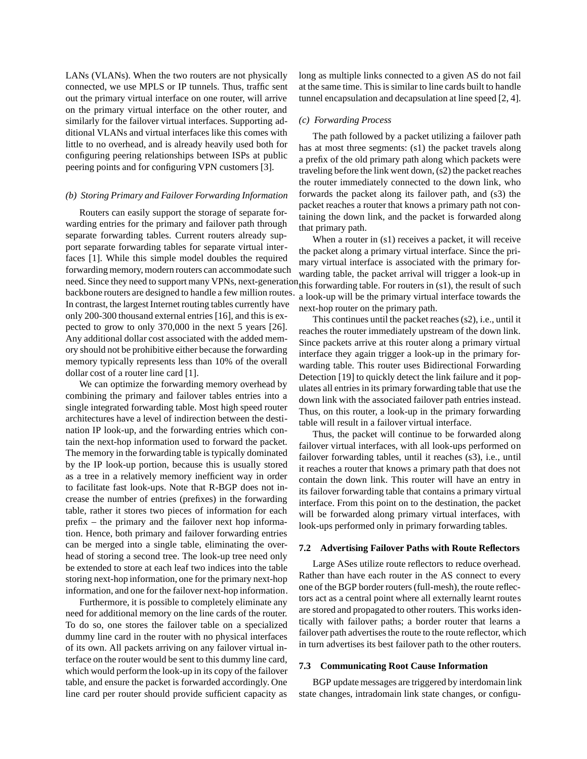LANs (VLANs). When the two routers are not physically connected, we use MPLS or IP tunnels. Thus, traffic sent out the primary virtual interface on one router, will arrive on the primary virtual interface on the other router, and similarly for the failover virtual interfaces. Supporting additional VLANs and virtual interfaces like this comes with little to no overhead, and is already heavily used both for configuring peering relationships between ISPs at public peering points and for configuring VPN customers [3].

*(b) Storing Primary and Failover Forwarding Information*

Routers can easily support the storage of separate forwarding entries for the primary and failover path through separate forwarding tables. Current routers already support separate forwarding tables for separate virtual interfaces [1]. While this simple model doubles the required forwarding memory, modern routers can accommodate such need. Since they need to support many VPNs, next-generation backbone routers are designed to handle a few million routes. In contrast, the largest Internet routing tables currently have only 200-300 thousand external entries [16], and this is expected to grow to only 370,000 in the next 5 years [26]. Any additional dollar cost associated with the added memory should not be prohibitive either because the forwarding memory typically represents less than 10% of the overall dollar cost of a router line card [1].

We can optimize the forwarding memory overhead by combining the primary and failover tables entries into a single integrated forwarding table. Most high speed router architectures have a level of indirection between the destination IP look-up, and the forwarding entries which contain the next-hop information used to forward the packet. The memory in the forwarding table is typically dominated by the IP look-up portion, because this is usually stored as a tree in a relatively memory inefficient way in order to facilitate fast look-ups. Note that R-BGP does not increase the number of entries (prefixes) in the forwarding table, rather it stores two pieces of information for each prefix – the primary and the failover next hop information. Hence, both primary and failover forwarding entries can be merged into a single table, eliminating the overhead of storing a second tree. The look-up tree need only be extended to store at each leaf two indices into the table storing next-hop information, one for the primary next-hop information, and one for the failover next-hop information.

Furthermore, it is possible to completely eliminate any need for additional memory on the line cards of the router. To do so, one stores the failover table on a specialized dummy line card in the router with no physical interfaces of its own. All packets arriving on any failover virtual interface on the router would be sent to this dummy line card, which would perform the look-up in its copy of the failover table, and ensure the packet is forwarded accordingly. One line card per router should provide sufficient capacity as long as multiple links connected to a given AS do not fail at the same time. This is similar to line cards built to handle tunnel encapsulation and decapsulation at line speed [2, 4].

*(c) Forwarding Process*

The path followed by a packet utilizing a failover path has at most three segments: (s1) the packet travels along a prefix of the old primary path along which packets were traveling before the link went down, (s2) the packet reaches the router immediately connected to the down link, who forwards the packet along its failover path, and (s3) the packet reaches a router that knows a primary path not containing the down link, and the packet is forwarded along that primary path.

When a router in (s1) receives a packet, it will receive the packet along a primary virtual interface. Since the primary virtual interface is associated with the primary forwarding table, the packet arrival will trigger a look-up in this forwarding table. For routers in (s1), the result of such a look-up will be the primary virtual interface towards the next-hop router on the primary path.

This continues until the packet reaches (s2), i.e., until it reaches the router immediately upstream of the down link. Since packets arrive at this router along a primary virtual interface they again trigger a look-up in the primary forwarding table. This router uses Bidirectional Forwarding Detection [19] to quickly detect the link failure and it populates all entries in its primary forwarding table that use the down link with the associated failover path entries instead. Thus, on this router, a look-up in the primary forwarding table will result in a failover virtual interface.

Thus, the packet will continue to be forwarded along failover virtual interfaces, with all look-ups performed on failover forwarding tables, until it reaches (s3), i.e., until it reaches a router that knows a primary path that does not contain the down link. This router will have an entry in its failover forwarding table that contains a primary virtual interface. From this point on to the destination, the packet will be forwarded along primary virtual interfaces, with look-ups performed only in primary forwarding tables.

### 7.2 Advertising Failover Paths with Route Reflectors

Large ASes utilize route reflectors to reduce overhead. Rather than have each router in the AS connect to every one of the BGP border routers (full-mesh), the route reflectors act as a central point where all externally learnt routes are stored and propagated to other routers. This works identically with failover paths; a border router that learns a failover path advertises the route to the route reflector, which in turn advertises its best failover path to the other routers.

### 7.3 Communicating Root Cause Information

BGP update messages are triggered by interdomain link state changes, intradomain link state changes, or configu-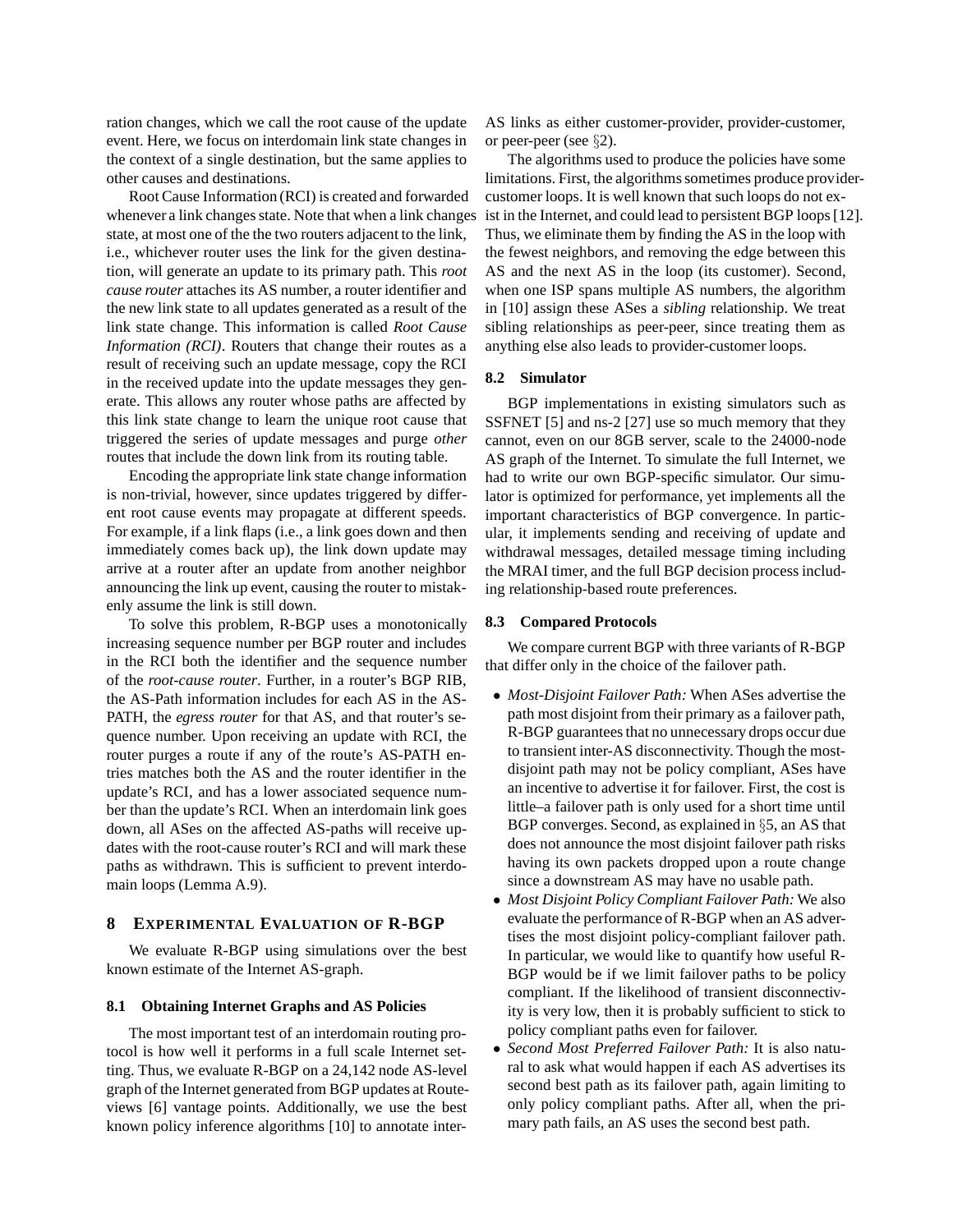ration changes, which we call the root cause of the update event. Here, we focus on interdomain link state changes in the context of a single destination, but the same applies to other causes and destinations.

Root Cause Information (RCI) is created and forwarded whenever a link changes state. Note that when a link changes state, at most one of the the two routers adjacent to the link, i.e., whichever router uses the link for the given destination, will generate an update to its primary path. This *root cause router* attaches its AS number, a router identifier and the new link state to all updates generated as a result of the link state change. This information is called *Root Cause Information (RCI)*. Routers that change their routes as a result of receiving such an update message, copy the RCI in the received update into the update messages they generate. This allows any router whose paths are affected by this link state change to learn the unique root cause that triggered the series of update messages and purge *other* routes that include the down link from its routing table.

Encoding the appropriate link state change information is non-trivial, however, since updates triggered by different root cause events may propagate at different speeds. For example, if a link flaps (i.e., a link goes down and then immediately comes back up), the link down update may arrive at a router after an update from another neighbor announcing the link up event, causing the router to mistakenly assume the link is still down.

To solve this problem, R-BGP uses a monotonically increasing sequence number per BGP router and includes in the RCI both the identifier and the sequence number of the *root-cause router*. Further, in a router's BGP RIB, the AS-Path information includes for each AS in the AS-PATH, the *egress router* for that AS, and that router's sequence number. Upon receiving an update with RCI, the router purges a route if any of the route's AS-PATH entries matches both the AS and the router identifier in the update's RCI, and has a lower associated sequence number than the update's RCI. When an interdomain link goes down, all ASes on the affected AS-paths will receive updates with the root-cause router's RCI and will mark these paths as withdrawn. This is sufficient to prevent interdomain loops (Lemma A.9).

## 8 Experimental Evaluation of R-BGP

We evaluate R-BGP using simulations over the best known estimate of the Internet AS-graph.

### 8.1 Obtaining Internet Graphs and AS Policies

The most important test of an interdomain routing protocol is how well it performs in a full scale Internet setting. Thus, we evaluate R-BGP on a 24,142 node AS-level graph of the Internet generated from BGP updates at Routeviews [6] vantage points. Additionally, we use the best known policy inference algorithms [10] to annotate inter-AS links as either customer-provider, provider-customer, or peer-peer (see §2).

The algorithms used to produce the policies have some limitations. First, the algorithms sometimes produce provider-customer loops. It is well known that such loops do not exist in the Internet, and could lead to persistent BGP loops [12]. Thus, we eliminate them by finding the AS in the loop with the fewest neighbors, and removing the edge between this AS and the next AS in the loop (its customer). Second, when one ISP spans multiple AS numbers, the algorithm in [10] assign these ASes a *sibling* relationship. We treat sibling relationships as peer-peer, since treating them as anything else also leads to provider-customer loops.

### 8.2 Simulator

BGP implementations in existing simulators such as SSFNET [5] and ns-2 [27] use so much memory that they cannot, even on our 8GB server, scale to the 24000-node AS graph of the Internet. To simulate the full Internet, we had to write our own BGP-specific simulator. Our simulator is optimized for performance, yet implements all the important characteristics of BGP convergence. In particular, it implements sending and receiving of update and withdrawal messages, detailed message timing including the MRAI timer, and the full BGP decision process including relationship-based route preferences.

### 8.3 Compared Protocols

We compare current BGP with three variants of R-BGP that differ only in the choice of the failover path.

- *Most-Disjoint Failover Path:* When ASes advertise the path most disjoint from their primary as a failover path, R-BGP guarantees that no unnecessary drops occur due to transient inter-AS disconnectivity. Though the most-disjoint path may not be policy compliant, ASes have an incentive to advertise it for failover. First, the cost is little–a failover path is only used for a short time until BGP converges. Second, as explained in §5, an AS that does not announce the most disjoint failover path risks having its own packets dropped upon a route change since a downstream AS may have no usable path.
- *Most Disjoint Policy Compliant Failover Path:* We also evaluate the performance of R-BGP when an AS advertises the most disjoint policy-compliant failover path. In particular, we would like to quantify how useful R-BGP would be if we limit failover paths to be policy compliant. If the likelihood of transient disconnectivity is very low, then it is probably sufficient to stick to policy compliant paths even for failover.
- *Second Most Preferred Failover Path:* It is also natural to ask what would happen if each AS advertises its second best path as its failover path, again limiting to only policy compliant paths. After all, when the primary path fails, an AS uses the second best path.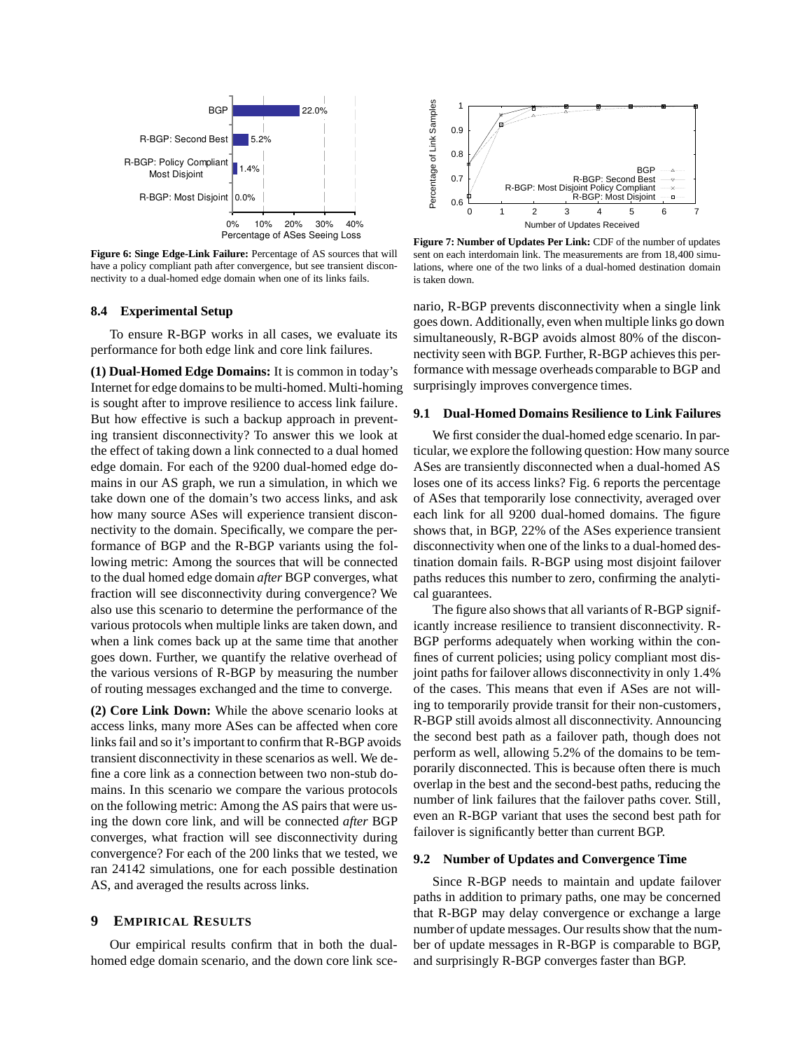**Figure 6: Singe Edge-Link Failure:** Percentage of AS sources that will have a policy compliant path after convergence, but see transient disconnectivity to a dual-homed edge domain when one of its links fails.

**Figure 7: Number of Updates Per Link:** CDF of the number of updates sent on each interdomain link. The measurements are from 18,400 simulations, where one of the two links of a dual-homed destination domain is taken down.

### 8.4 Experimental Setup

To ensure R-BGP works in all cases, we evaluate its performance for both edge link and core link failures.

**(1) Dual-Homed Edge Domains:** It is common in today's Internet for edge domains to be multi-homed. Multi-homing is sought after to improve resilience to access link failure. But how effective is such a backup approach in preventing transient disconnectivity? To answer this we look at the effect of taking down a link connected to a dual homed edge domain. For each of the 9200 dual-homed edge domains in our AS graph, we run a simulation, in which we take down one of the domain's two access links, and ask how many source ASes will experience transient disconnectivity to the domain. Specifically, we compare the performance of BGP and the R-BGP variants using the following metric: Among the sources that will be connected to the dual homed edge domain *after* BGP converges, what fraction will see disconnectivity during convergence? We also use this scenario to determine the performance of the various protocols when multiple links are taken down, and when a link comes back up at the same time that another goes down. Further, we quantify the relative overhead of the various versions of R-BGP by measuring the number of routing messages exchanged and the time to converge.

**(2) Core Link Down:** While the above scenario looks at access links, many more ASes can be affected when core links fail and so it's important to confirm that R-BGP avoids transient disconnectivity in these scenarios as well. We define a core link as a connection between two non-stub domains. In this scenario we compare the various protocols on the following metric: Among the AS pairs that were using the down core link, and will be connected *after* BGP converges, what fraction will see disconnectivity during convergence? For each of the 200 links that we tested, we ran 24142 simulations, one for each possible destination AS, and averaged the results across links.

## 9 Empirical Results

Our empirical results confirm that in both the dual-homed edge domain scenario, and the down core link scenario, R-BGP prevents disconnectivity when a single link goes down. Additionally, even when multiple links go down simultaneously, R-BGP avoids almost 80% of the disconnectivity seen with BGP. Further, R-BGP achieves this performance with message overheads comparable to BGP and surprisingly improves convergence times.

### 9.1 Dual-Homed Domains Resilience to Link Failures

We first consider the dual-homed edge scenario. In particular, we explore the following question: How many source ASes are transiently disconnected when a dual-homed AS loses one of its access links? Fig. 6 reports the percentage of ASes that temporarily lose connectivity, averaged over each link for all 9200 dual-homed domains. The figure shows that, in BGP, 22% of the ASes experience transient disconnectivity when one of the links to a dual-homed destination domain fails. R-BGP using most disjoint failover paths reduces this number to zero, confirming the analytical guarantees.

The figure also shows that all variants of R-BGP significantly increase resilience to transient disconnectivity. R-BGP performs adequately when working within the confines of current policies; using policy compliant most disjoint paths for failover allows disconnectivity in only 1.4% of the cases. This means that even if ASes are not willing to temporarily provide transit for their non-customers, R-BGP still avoids almost all disconnectivity. Announcing the second best path as a failover path, though does not perform as well, allowing 5.2% of the domains to be temporarily disconnected. This is because often there is much overlap in the best and the second-best paths, reducing the number of link failures that the failover paths cover. Still, even an R-BGP variant that uses the second best path for failover is significantly better than current BGP.

### 9.2 Number of Updates and Convergence Time

Since R-BGP needs to maintain and update failover paths in addition to primary paths, one may be concerned that R-BGP may delay convergence or exchange a large number of update messages. Our results show that the number of update messages in R-BGP is comparable to BGP, and surprisingly R-BGP converges faster than BGP.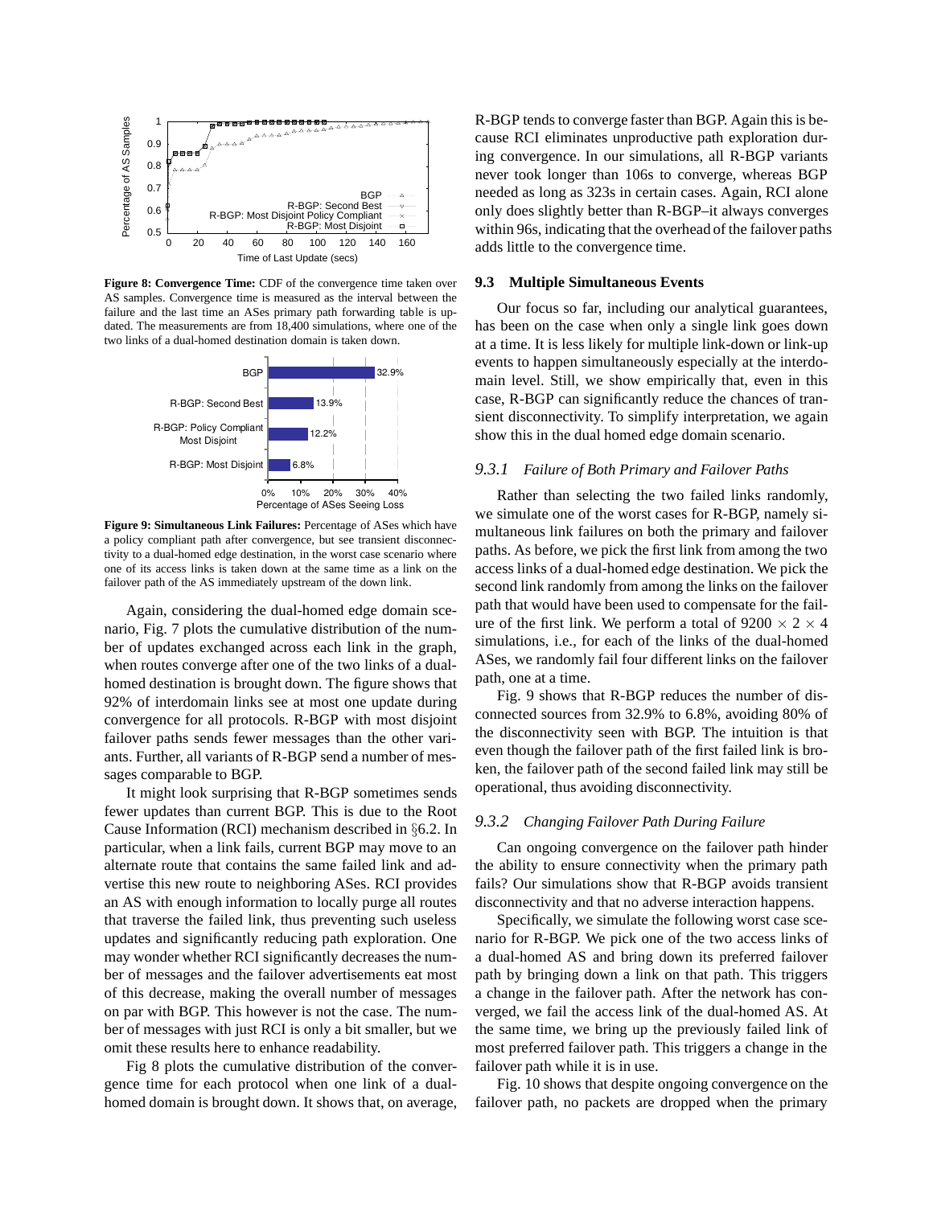Figure 8: **Convergence Time:** CDF of the convergence time taken over AS samples. Convergence time is measured as the interval between the failure and the last time an ASes primary path forwarding table is updated. The measurements are from 18,400 simulations, where one of the two links of a dual-homed destination domain is taken down.

**Figure 9: Simultaneous Link Failures:** Percentage of ASes which have a policy compliant path after convergence, but see transient disconnectivity to a dual-homed edge destination, in the worst case scenario where one of its access links is taken down at the same time as a link on the failover path of the AS immediately upstream of the down link.

Again, considering the dual-homed edge domain scenario, Fig. 7 plots the cumulative distribution of the number of updates exchanged across each link in the graph, when routes converge after one of the two links of a dual-homed destination is brought down. The figure shows that 92% of interdomain links see at most one update during convergence for all protocols. R-BGP with most disjoint failover paths sends fewer messages than the other variants. Further, all variants of R-BGP send a number of messages comparable to BGP.

It might look surprising that R-BGP sometimes sends fewer updates than current BGP. This is due to the Root Cause Information (RCI) mechanism described in §6.2. In particular, when a link fails, current BGP may move to an alternate route that contains the same failed link and advertise this new route to neighboring ASes. RCI provides an AS with enough information to locally purge all routes that traverse the failed link, thus preventing such useless updates and significantly reducing path exploration. One may wonder whether RCI significantly decreases the number of messages and the failover advertisements eat most of this decrease, making the overall number of messages on par with BGP. This however is not the case. The number of messages with just RCI is only a bit smaller, but we omit these results here to enhance readability.

Fig 8 plots the cumulative distribution of the convergence time for each protocol when one link of a dual-homed domain is brought down. It shows that, on average, R-BGP tends to converge faster than BGP. Again this is because RCI eliminates unproductive path exploration during convergence. In our simulations, all R-BGP variants never took longer than 106s to converge, whereas BGP needed as long as 323s in certain cases. Again, RCI alone only does slightly better than R-BGP–it always converges within 96s, indicating that the overhead of the failover paths adds little to the convergence time.

### 9.3 Multiple Simultaneous Events

Our focus so far, including our analytical guarantees, has been on the case when only a single link goes down at a time. It is less likely for multiple link-down or link-up events to happen simultaneously especially at the interdomain level. Still, we show empirically that, even in this case, R-BGP can significantly reduce the chances of transient disconnectivity. To simplify interpretation, we again show this in the dual homed edge domain scenario.

#### *9.3.1 Failure of Both Primary and Failover Paths*

Rather than selecting the two failed links randomly, we simulate one of the worst cases for R-BGP, namely simultaneous link failures on both the primary and failover paths. As before, we pick the first link from among the two access links of a dual-homed edge destination. We pick the second link randomly from among the links on the failover path that would have been used to compensate for the failure of the first link. We perform a total of $9200 \times 2 \times 4$ simulations, i.e., for each of the links of the dual-homed ASes, we randomly fail four different links on the failover path, one at a time.

Fig. 9 shows that R-BGP reduces the number of disconnected sources from 32.9% to 6.8%, avoiding 80% of the disconnectivity seen with BGP. The intuition is that even though the failover path of the first failed link is broken, the failover path of the second failed link may still be operational, thus avoiding disconnectivity.

#### *9.3.2 Changing Failover Path During Failure*

Can ongoing convergence on the failover path hinder the ability to ensure connectivity when the primary path fails? Our simulations show that R-BGP avoids transient disconnectivity and that no adverse interaction happens.

Specifically, we simulate the following worst case scenario for R-BGP. We pick one of the two access links of a dual-homed AS and bring down its preferred failover path by bringing down a link on that path. This triggers a change in the failover path. After the network has converged, we fail the access link of the dual-homed AS. At the same time, we bring up the previously failed link of most preferred failover path. This triggers a change in the failover path while it is in use.

Fig. 10 shows that despite ongoing convergence on the failover path, no packets are dropped when the primary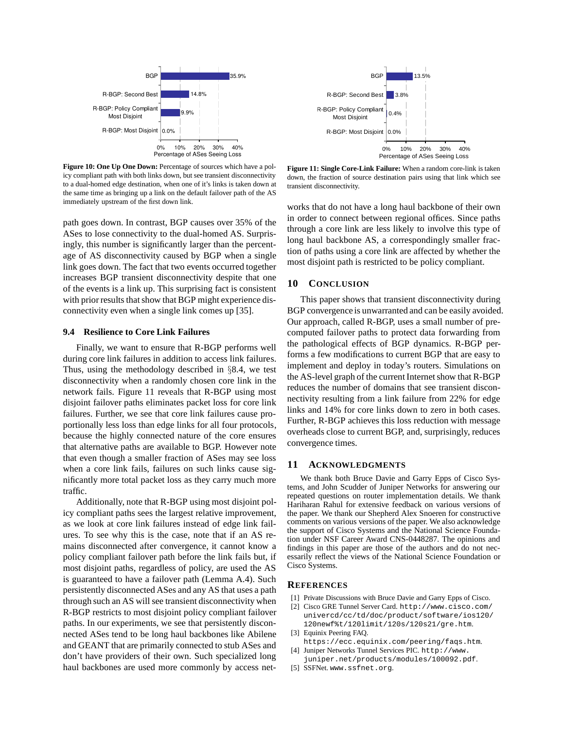Figure 10: One Up One Down: Percentage of sources which have a policy compliant path with both links down, but see transient disconnectivity to a dual-homed edge destination, when one of it's links is taken down at the same time as bringing up a link on the default failover path of the AS immediately upstream of the first down link.

| | Percentage of ASes Seeing Loss |
|---|---|
| BGP | 35.9% |
| R-BGP: Second Best | 14.8% |
| R-BGP: Policy Compliant Most Disjoint | 9.9% |
| R-BGP: Most Disjoint | 0.0% |

path goes down. In contrast, BGP causes over 35% of the ASes to lose connectivity to the dual-homed AS. Surprisingly, this number is significantly larger than the percentage of AS disconnectivity caused by BGP when a single link goes down. The fact that two events occurred together increases BGP transient disconnectivity despite that one of the events is a link up. This surprising fact is consistent with prior results that show that BGP might experience disconnectivity even when a single link comes up [35].

### 9.4 Resilience to Core Link Failures

Finally, we want to ensure that R-BGP performs well during core link failures in addition to access link failures. Thus, using the methodology described in §8.4, we test disconnectivity when a randomly chosen core link in the network fails. Figure 11 reveals that R-BGP using most disjoint failover paths eliminates packet loss for core link failures. Further, we see that core link failures cause proportionally less loss than edge links for all four protocols, because the highly connected nature of the core ensures that alternative paths are available to BGP. However note that even though a smaller fraction of ASes may see loss when a core link fails, failures on such links cause significantly more total packet loss as they carry much more traffic.

Additionally, note that R-BGP using most disjoint policy compliant paths sees the largest relative improvement, as we look at core link failures instead of edge link failures. To see why this is the case, note that if an AS remains disconnected after convergence, it cannot know a policy compliant failover path before the link fails but, if most disjoint paths, regardless of policy, are used the AS is guaranteed to have a failover path (Lemma A.4). Such persistently disconnected ASes and any AS that uses a path through such an AS will see transient disconnectivity when R-BGP restricts to most disjoint policy compliant failover paths. In our experiments, we see that persistently disconnected ASes tend to be long haul backbones like Abilene and GEANT that are primarily connected to stub ASes and don't have providers of their own. Such specialized long haul backbones are used more commonly by access networks that do not have a long haul backbone of their own in order to connect between regional offices. Since paths through a core link are less likely to involve this type of long haul backbone AS, a correspondingly smaller fraction of paths using a core link are affected by whether the most disjoint path is restricted to be policy compliant.

Figure 11: Single Core-Link Failure: When a random core-link is taken down, the fraction of source destination pairs using that link which see transient disconnectivity.

| | Percentage of ASes Seeing Loss |
|---|---|
| BGP | 13.5% |
| R-BGP: Second Best | 3.8% |
| R-BGP: Policy Compliant Most Disjoint | 0.4% |
| R-BGP: Most Disjoint | 0.0% |

## 10 Conclusion

This paper shows that transient disconnectivity during BGP convergence is unwarranted and can be easily avoided. Our approach, called R-BGP, uses a small number of precomputed failover paths to protect data forwarding from the pathological effects of BGP dynamics. R-BGP performs a few modifications to current BGP that are easy to implement and deploy in today's routers. Simulations on the AS-level graph of the current Internet show that R-BGP reduces the number of domains that see transient disconnectivity resulting from a link failure from 22% for edge links and 14% for core links down to zero in both cases. Further, R-BGP achieves this loss reduction with message overheads close to current BGP, and, surprisingly, reduces convergence times.

## 11 Acknowledgments

We thank both Bruce Davie and Garry Epps of Cisco Systems, and John Scudder of Juniper Networks for answering our repeated questions on router implementation details. We thank Hariharan Rahul for extensive feedback on various versions of the paper. We thank our Shepherd Alex Snoeren for constructive comments on various versions of the paper. We also acknowledge the support of Cisco Systems and the National Science Foundation under NSF Career Award CNS-0448287. The opinions and findings in this paper are those of the authors and do not necessarily reflect the views of the National Science Foundation or Cisco Systems.

## References

[1] Private Discussions with Bruce Davie and Garry Epps of Cisco.

[2] Cisco GRE Tunnel Server Card. `http://www.cisco.com/univercd/cc/td/doc/product/software/ios120/120newf%t/120limit/120s/120s21/gre.htm`.

[3] Equinix Peering FAQ. `https://ecc.equinix.com/peering/faqs.htm`.

[4] Juniper Networks Tunnel Services PIC. `http://www.juniper.net/products/modules/100092.pdf`.

[5] SSFNet. `www.ssfnet.org`.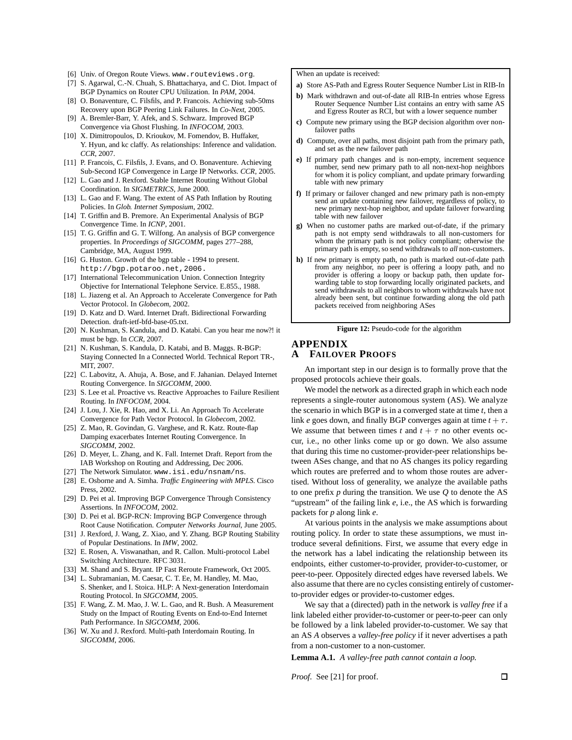[6] Univ. of Oregon Route Views. www.routeviews.org.

[7] S. Agarwal, C.-N. Chuah, S. Bhattacharya, and C. Diot. Impact of BGP Dynamics on Router CPU Utilization. In *PAM*, 2004.

[8] O. Bonaventure, C. Filsfils, and P. Francois. Achieving sub-50ms Recovery upon BGP Peering Link Failures. In *Co-Next*, 2005.

[9] A. Bremler-Barr, Y. Afek, and S. Schwarz. Improved BGP Convergence via Ghost Flushing. In *INFOCOM*, 2003.

[10] X. Dimitropoulos, D. Krioukov, M. Fomendov, B. Huffaker, Y. Hyun, and kc claffy. As relationships: Inference and validation. *CCR*, 2007.

[11] P. Francois, C. Filsfils, J. Evans, and O. Bonaventure. Achieving Sub-Second IGP Convergence in Large IP Networks. *CCR*, 2005.

[12] L. Gao and J. Rexford. Stable Internet Routing Without Global Coordination. In *SIGMETRICS*, June 2000.

[13] L. Gao and F. Wang. The extent of AS Path Inflation by Routing Policies. In *Glob. Internet Symposium*, 2002.

[14] T. Griffin and B. Premore. An Experimental Analysis of BGP Convergence Time. In *ICNP*, 2001.

[15] T. G. Griffin and G. T. Wilfong. An analysis of BGP convergence properties. In *Proceedings of SIGCOMM*, pages 277–288, Cambridge, MA, August 1999.

[16] G. Huston. Growth of the bgp table - 1994 to present. http://bgp.potaroo.net, 2006.

[17] International Telecommunication Union. Connection Integrity Objective for International Telephone Service. E.855., 1988.

[18] L. Jiazeng et al. An Approach to Accelerate Convergence for Path Vector Protocol. In *Globecom*, 2002.

[19] D. Katz and D. Ward. Internet Draft. Bidirectional Forwarding Detection. draft-ietf-bfd-base-05.txt.

[20] N. Kushman, S. Kandula, and D. Katabi. Can you hear me now?! it must be bgp. In *CCR*, 2007.

[21] N. Kushman, S. Kandula, D. Katabi, and B. Maggs. R-BGP: Staying Connected In a Connected World. Technical Report TR-, MIT, 2007.

[22] C. Labovitz, A. Ahuja, A. Bose, and F. Jahanian. Delayed Internet Routing Convergence. In *SIGCOMM*, 2000.

[23] S. Lee et al. Proactive vs. Reactive Approaches to Failure Resilient Routing. In *INFOCOM*, 2004.

[24] J. Lou, J. Xie, R. Hao, and X. Li. An Approach To Accelerate Convergence for Path Vector Protocol. In *Globecom*, 2002.

[25] Z. Mao, R. Govindan, G. Varghese, and R. Katz. Route-flap Damping exacerbates Internet Routing Convergence. In *SIGCOMM*, 2002.

[26] D. Meyer, L. Zhang, and K. Fall. Internet Draft. Report from the IAB Workshop on Routing and Addressing, Dec 2006.

[27] The Network Simulator. www.isi.edu/nsnam/ns.

[28] E. Osborne and A. Simha. *Traffic Engineering with MPLS*. Cisco Press, 2002.

[29] D. Pei et al. Improving BGP Convergence Through Consistency Assertions. In *INFOCOM*, 2002.

[30] D. Pei et al. BGP-RCN: Improving BGP Convergence through Root Cause Notification. *Computer Networks Journal*, June 2005.

[31] J. Rexford, J. Wang, Z. Xiao, and Y. Zhang. BGP Routing Stability of Popular Destinations. In *IMW*, 2002.

[32] E. Rosen, A. Viswanathan, and R. Callon. Multi-protocol Label Switching Architecture. RFC 3031.

[33] M. Shand and S. Bryant. IP Fast Reroute Framework, Oct 2005.

[34] L. Subramanian, M. Caesar, C. T. Ee, M. Handley, M. Mao, S. Shenker, and I. Stoica. HLP: A Next-generation Interdomain Routing Protocol. In *SIGCOMM*, 2005.

[35] F. Wang, Z. M. Mao, J. W. L. Gao, and R. Bush. A Measurement Study on the Impact of Routing Events on End-to-End Internet Path Performance. In *SIGCOMM*, 2006.

[36] W. Xu and J. Rexford. Multi-path Interdomain Routing. In *SIGCOMM*, 2006.

When an update is received:

**a)** Store AS-Path and Egress Router Sequence Number List in RIB-In

**b)** Mark withdrawn and out-of-date all RIB-In entries whose Egress Router Sequence Number List contains an entry with same AS and Egress Router as RCI, but with a lower sequence number

**c)** Compute new primary using the BGP decision algorithm over non-failover paths

**d)** Compute, over all paths, most disjoint path from the primary path, and set as the new failover path

**e)** If primary path changes and is non-empty, increment sequence number, send new primary path to all non-next-hop neighbors for whom it is policy compliant, and update primary forwarding table with new primary

**f)** If primary or failover changed and new primary path is non-empty send an update containing new failover, regardless of policy, to new primary next-hop neighbor, and update failover forwarding table with new failover

**g)** When no customer paths are marked out-of-date, if the primary path is not empty send withdrawals to all non-customers for whom the primary path is not policy compliant; otherwise the primary path is empty, so send withdrawals to *all* non-customers.

**h)** If new primary is empty path, no path is marked out-of-date path from any neighbor, no peer is offering a loopy path, and no provider is offering a loopy or backup path, then update forwarding table to stop forwarding locally originated packets, and send withdrawals to all neighbors to whom withdrawals have not already been sent, but continue forwarding along the old path packets received from neighboring ASes

**Figure 12:** Pseudo-code for the algorithm

# APPENDIX

## A FAILOVER PROOFS

An important step in our design is to formally prove that the proposed protocols achieve their goals.

We model the network as a directed graph in which each node represents a single-router autonomous system (AS). We analyze the scenario in which BGP is in a converged state at time $t$, then a link $e$ goes down, and finally BGP converges again at time $t + \tau$. We assume that between times $t$ and $t + \tau$ no other events occur, i.e., no other links come up or go down. We also assume that during this time no customer-provider-peer relationships between ASes change, and that no AS changes its policy regarding which routes are preferred and to whom those routes are advertised. Without loss of generality, we analyze the available paths to one prefix $p$ during the transition. We use $Q$ to denote the AS "upstream" of the failing link $e$, i.e., the AS which is forwarding packets for $p$ along link $e$.

At various points in the analysis we make assumptions about routing policy. In order to state these assumptions, we must introduce several definitions. First, we assume that every edge in the network has a label indicating the relationship between its endpoints, either customer-to-provider, provider-to-customer, or peer-to-peer. Oppositely directed edges have reversed labels. We also assume that there are no cycles consisting entirely of customer-to-provider edges or provider-to-customer edges.

We say that a (directed) path in the network is *valley free* if a link labeled either provider-to-customer or peer-to-peer can only be followed by a link labeled provider-to-customer. We say that an AS $A$ observes a *valley-free policy* if it never advertises a path from a non-customer to a non-customer.

**Lemma A.1.** *A valley-free path cannot contain a loop.*

*Proof.* See [21] for proof. ☐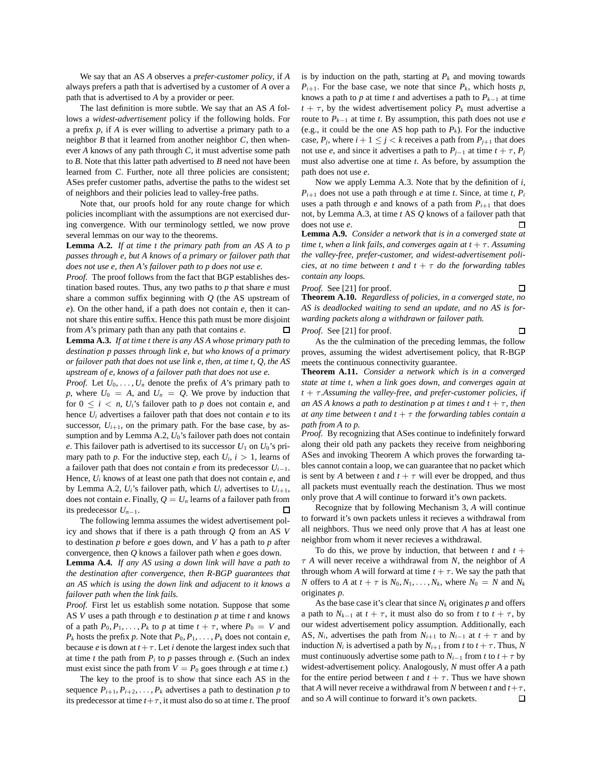We say that an AS $A$ observes a *prefer-customer policy*, if $A$ always prefers a path that is advertised by a customer of $A$ over a path that is advertised to $A$ by a provider or peer.

The last definition is more subtle. We say that an AS $A$ follows a *widest-advertisement* policy if the following holds. For a prefix $p$, if $A$ is ever willing to advertise a primary path to a neighbor $B$ that it learned from another neighbor $C$, then whenever $A$ knows of any path through $C$, it must advertise some path to $B$. Note that this latter path advertised to $B$ need not have been learned from $C$. Further, note all three policies are consistent; ASes prefer customer paths, advertise the paths to the widest set of neighbors and their policies lead to valley-free paths.

Note that, our proofs hold for any route change for which policies incompliant with the assumptions are not exercised during convergence. With our terminology settled, we now prove several lemmas on our way to the theorems.

**Lemma A.2.** *If at time $t$ the primary path from an AS $A$ to $p$ passes through $e$, but $A$ knows of a primary or failover path that does not use $e$, then $A$'s failover path to $p$ does not use $e$.*

*Proof.* The proof follows from the fact that BGP establishes destination based routes. Thus, any two paths to $p$ that share $e$ must share a common suffix beginning with $Q$ (the AS upstream of $e$). On the other hand, if a path does not contain $e$, then it cannot share this entire suffix. Hence this path must be more disjoint from $A$'s primary path than any path that contains $e$. □

**Lemma A.3.** *If at time $t$ there is any AS $A$ whose primary path to destination $p$ passes through link $e$, but who knows of a primary or failover path that does not use link $e$, then, at time $t$, $Q$, the AS upstream of $e$, knows of a failover path that does not use $e$.*

*Proof.* Let $U_0, \ldots, U_n$ denote the prefix of $A$'s primary path to $p$, where $U_0 = A$, and $U_n = Q$. We prove by induction that for $0 \leq i < n$, $U_i$'s failover path to $p$ does not contain $e$, and hence $U_i$ advertises a failover path that does not contain $e$ to its successor, $U_{i+1}$, on the primary path. For the base case, by assumption and by Lemma A.2, $U_0$'s failover path does not contain $e$. This failover path is advertised to its successor $U_1$ on $U_0$'s primary path to $p$. For the inductive step, each $U_i$, $i > 1$, learns of a failover path that does not contain $e$ from its predecessor $U_{i-1}$. Hence, $U_i$ knows of at least one path that does not contain $e$, and by Lemma A.2, $U_i$'s failover path, which $U_i$ advertises to $U_{i+1}$, does not contain $e$. Finally, $Q = U_n$ learns of a failover path from its predecessor $U_{n-1}$. □

The following lemma assumes the widest advertisement policy and shows that if there is a path through $Q$ from an AS $V$ to destination $p$ before $e$ goes down, and $V$ has a path to $p$ after convergence, then $Q$ knows a failover path when $e$ goes down.

**Lemma A.4.** *If any AS using a down link will have a path to the destination after convergence, then R-BGP guarantees that an AS which is using the down link and adjacent to it knows a failover path when the link fails.*

*Proof.* First let us establish some notation. Suppose that some AS $V$ uses a path through $e$ to destination $p$ at time $t$ and knows of a path $P_0, P_1, \ldots, P_k$ to $p$ at time $t + \tau$, where $P_0 = V$ and $P_k$ hosts the prefix $p$. Note that $P_0, P_1, \ldots, P_k$ does not contain $e$, because $e$ is down at $t + \tau$. Let $i$ denote the largest index such that at time $t$ the path from $P_i$ to $p$ passes through $e$. (Such an index must exist since the path from $V = P_0$ goes through $e$ at time $t$.)

The key to the proof is to show that since each AS in the sequence $P_{i+1}, P_{i+2}, \ldots, P_k$ advertises a path to destination $p$ to its predecessor at time $t + \tau$, it must also do so at time $t$. The proof is by induction on the path, starting at $P_k$ and moving towards $P_{i+1}$. For the base case, we note that since $P_k$, which hosts $p$, knows a path to $p$ at time $t$ and advertises a path to $P_{k-1}$ at time $t + \tau$, by the widest advertisement policy $P_k$ must advertise a route to $P_{k-1}$ at time $t$. By assumption, this path does not use $e$ (e.g., it could be the one AS hop path to $P_k$). For the inductive case, $P_j$, where $i + 1 \leq j < k$ receives a path from $P_{j+1}$ that does not use $e$, and since it advertises a path to $P_{j-1}$ at time $t + \tau$, $P_j$ must also advertise one at time $t$. As before, by assumption the path does not use $e$.

Now we apply Lemma A.3. Note that by the definition of $i$, $P_{i+1}$ does not use a path through $e$ at time $t$. Since, at time $t$, $P_i$ uses a path through $e$ and knows of a path from $P_{i+1}$ that does not, by Lemma A.3, at time $t$ AS $Q$ knows of a failover path that does not use $e$. □

**Lemma A.9.** *Consider a network that is in a converged state at time $t$, when a link fails, and converges again at $t + \tau$. Assuming the valley-free, prefer-customer, and widest-advertisement policies, at no time between $t$ and $t + \tau$ do the forwarding tables contain any loops.*

*Proof.* See [21] for proof. □

**Theorem A.10.** *Regardless of policies, in a converged state, no AS is deadlocked waiting to send an update, and no AS is forwarding packets along a withdrawn or failover path.*

*Proof.* See [21] for proof. □

As the the culmination of the preceding lemmas, the follow proves, assuming the widest advertisement policy, that R-BGP meets the continuous connectivity guarantee.

**Theorem A.11.** *Consider a network which is in a converged state at time $t$, when a link goes down, and converges again at $t + \tau$.Assuming the valley-free, and prefer-customer policies, if an AS $A$ knows a path to destination $p$ at times $t$ and $t + \tau$, then at any time between $t$ and $t + \tau$ the forwarding tables contain a path from $A$ to $p$.*

*Proof.* By recognizing that ASes continue to indefinitely forward along their old path any packets they receive from neighboring ASes and invoking Theorem A which proves the forwarding tables cannot contain a loop, we can guarantee that no packet which is sent by $A$ between $t$ and $t + \tau$ will ever be dropped, and thus all packets must eventually reach the destination. Thus we most only prove that $A$ will continue to forward it's own packets.

Recognize that by following Mechanism 3, $A$ will continue to forward it's own packets unless it recieves a withdrawal from all neighbors. Thus we need only prove that $A$ has at least one neighbor from whom it never recieves a withdrawal.

To do this, we prove by induction, that between $t$ and $t + \tau$ $A$ will never receive a withdrawal from $N$, the neighbor of $A$ through whom $A$ will forward at time $t + \tau$. We say the path that $N$ offers to $A$ at $t + \tau$ is $N_0, N_1, \ldots, N_k$, where $N_0 = N$ and $N_k$ originates $p$.

As the base case it's clear that since $N_k$ originates $p$ and offers a path to $N_{k-1}$ at $t + \tau$, it must also do so from $t$ to $t + \tau$, by our widest advertisement policy assumption. Additionally, each AS, $N_i$, advertises the path from $N_{i+1}$ to $N_{i-1}$ at $t + \tau$ and by induction $N_i$ is advertised a path by $N_{i+1}$ from $t$ to $t + \tau$. Thus, $N$ must continuously advertise some path to $N_{i-1}$ from $t$ to $t + \tau$ by widest-advertisement policy. Analogously, $N$ must offer $A$ a path for the entire period between $t$ and $t + \tau$. Thus we have shown that $A$ will never receive a withdrawal from $N$ between $t$ and $t + \tau$, and so $A$ will continue to forward it's own packets. □